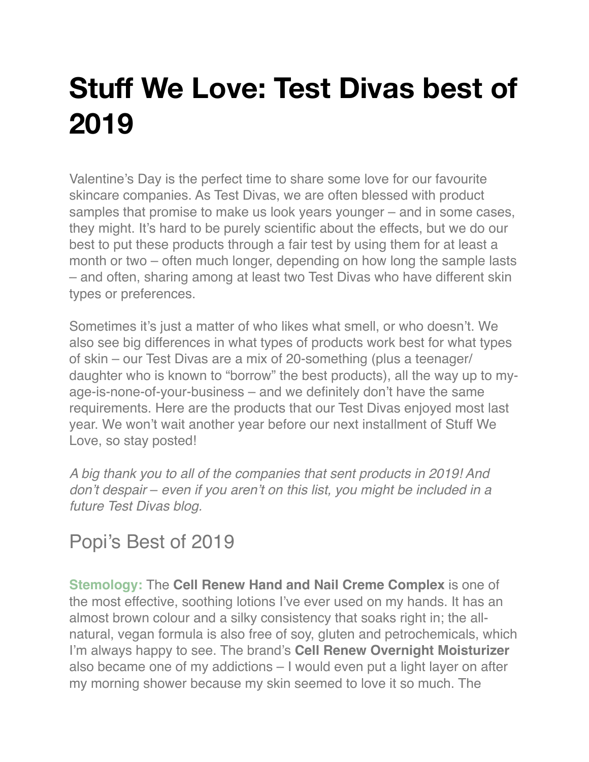# Stuff We Love: Test Divas best of 2019

Valentine's Day is the perfect time to share some love for our favourite skincare companies. As Test Divas, we are often blessed with product samples that promise to make us look years younger – and in some cases, they might. It's hard to be purely scientific about the effects, but we do our best to put these products through a fair test by using them for at least a month or two – often much longer, depending on how long the sample lasts – and often, sharing among at least two Test Divas who have different skin types or preferences.

Sometimes it's just a matter of who likes what smell, or who doesn't. We also see big differences in what types of products work best for what types of skin – our Test Divas are a mix of 20-something (plus a teenager/daughter who is known to "borrow" the best products), all the way up to my-age-is-none-of-your-business – and we definitely don't have the same requirements. Here are the products that our Test Divas enjoyed most last year. We won't wait another year before our next installment of Stuff We Love, so stay posted!

*A big thank you to all of the companies that sent products in 2019! And don't despair – even if you aren't on this list, you might be included in a future Test Divas blog.*

## Popi's Best of 2019

**Stemology:** The **Cell Renew Hand and Nail Creme Complex** is one of the most effective, soothing lotions I've ever used on my hands. It has an almost brown colour and a silky consistency that soaks right in; the all-natural, vegan formula is also free of soy, gluten and petrochemicals, which I'm always happy to see. The brand's **Cell Renew Overnight Moisturizer** also became one of my addictions – I would even put a light layer on after my morning shower because my skin seemed to love it so much. The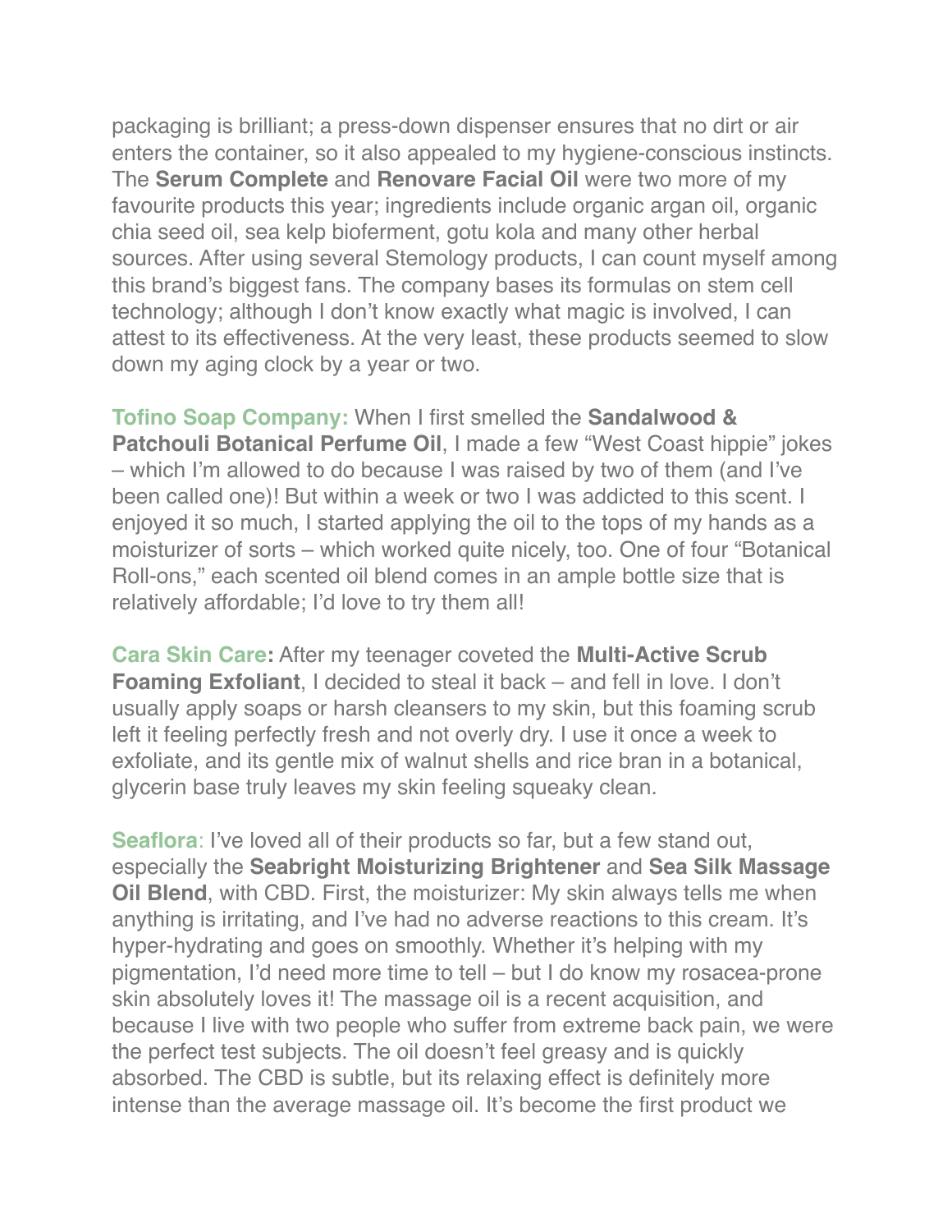packaging is brilliant; a press-down dispenser ensures that no dirt or air enters the container, so it also appealed to my hygiene-conscious instincts. The **Serum Complete** and **Renovare Facial Oil** were two more of my favourite products this year; ingredients include organic argan oil, organic chia seed oil, sea kelp bioferment, gotu kola and many other herbal sources. After using several Stemology products, I can count myself among this brand's biggest fans. The company bases its formulas on stem cell technology; although I don't know exactly what magic is involved, I can attest to its effectiveness. At the very least, these products seemed to slow down my aging clock by a year or two.

**Tofino Soap Company:** When I first smelled the **Sandalwood & Patchouli Botanical Perfume Oil**, I made a few "West Coast hippie" jokes – which I'm allowed to do because I was raised by two of them (and I've been called one)! But within a week or two I was addicted to this scent. I enjoyed it so much, I started applying the oil to the tops of my hands as a moisturizer of sorts – which worked quite nicely, too. One of four "Botanical Roll-ons," each scented oil blend comes in an ample bottle size that is relatively affordable; I'd love to try them all!

**Cara Skin Care:** After my teenager coveted the **Multi-Active Scrub Foaming Exfoliant**, I decided to steal it back – and fell in love. I don't usually apply soaps or harsh cleansers to my skin, but this foaming scrub left it feeling perfectly fresh and not overly dry. I use it once a week to exfoliate, and its gentle mix of walnut shells and rice bran in a botanical, glycerin base truly leaves my skin feeling squeaky clean.

**Seaflora**: I've loved all of their products so far, but a few stand out, especially the **Seabright Moisturizing Brightener** and **Sea Silk Massage Oil Blend**, with CBD. First, the moisturizer: My skin always tells me when anything is irritating, and I've had no adverse reactions to this cream. It's hyper-hydrating and goes on smoothly. Whether it's helping with my pigmentation, I'd need more time to tell – but I do know my rosacea-prone skin absolutely loves it! The massage oil is a recent acquisition, and because I live with two people who suffer from extreme back pain, we were the perfect test subjects. The oil doesn't feel greasy and is quickly absorbed. The CBD is subtle, but its relaxing effect is definitely more intense than the average massage oil. It's become the first product we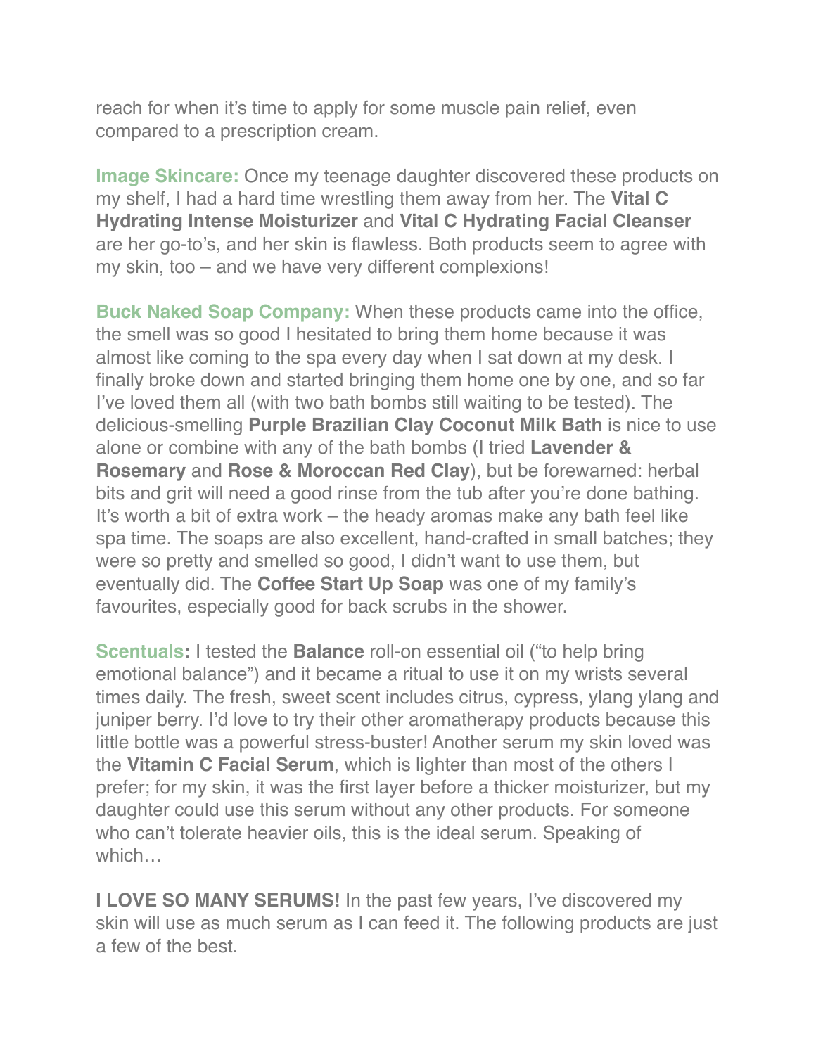reach for when it's time to apply for some muscle pain relief, even compared to a prescription cream.

**Image Skincare:** Once my teenage daughter discovered these products on my shelf, I had a hard time wrestling them away from her. The **Vital C Hydrating Intense Moisturizer** and **Vital C Hydrating Facial Cleanser** are her go-to's, and her skin is flawless. Both products seem to agree with my skin, too – and we have very different complexions!

**Buck Naked Soap Company:** When these products came into the office, the smell was so good I hesitated to bring them home because it was almost like coming to the spa every day when I sat down at my desk. I finally broke down and started bringing them home one by one, and so far I've loved them all (with two bath bombs still waiting to be tested). The delicious-smelling **Purple Brazilian Clay Coconut Milk Bath** is nice to use alone or combine with any of the bath bombs (I tried **Lavender & Rosemary** and **Rose & Moroccan Red Clay**), but be forewarned: herbal bits and grit will need a good rinse from the tub after you're done bathing. It's worth a bit of extra work – the heady aromas make any bath feel like spa time. The soaps are also excellent, hand-crafted in small batches; they were so pretty and smelled so good, I didn't want to use them, but eventually did. The **Coffee Start Up Soap** was one of my family's favourites, especially good for back scrubs in the shower.

**Scentuals:** I tested the **Balance** roll-on essential oil ("to help bring emotional balance") and it became a ritual to use it on my wrists several times daily. The fresh, sweet scent includes citrus, cypress, ylang ylang and juniper berry. I'd love to try their other aromatherapy products because this little bottle was a powerful stress-buster! Another serum my skin loved was the **Vitamin C Facial Serum**, which is lighter than most of the others I prefer; for my skin, it was the first layer before a thicker moisturizer, but my daughter could use this serum without any other products. For someone who can't tolerate heavier oils, this is the ideal serum. Speaking of which…

**I LOVE SO MANY SERUMS!** In the past few years, I've discovered my skin will use as much serum as I can feed it. The following products are just a few of the best.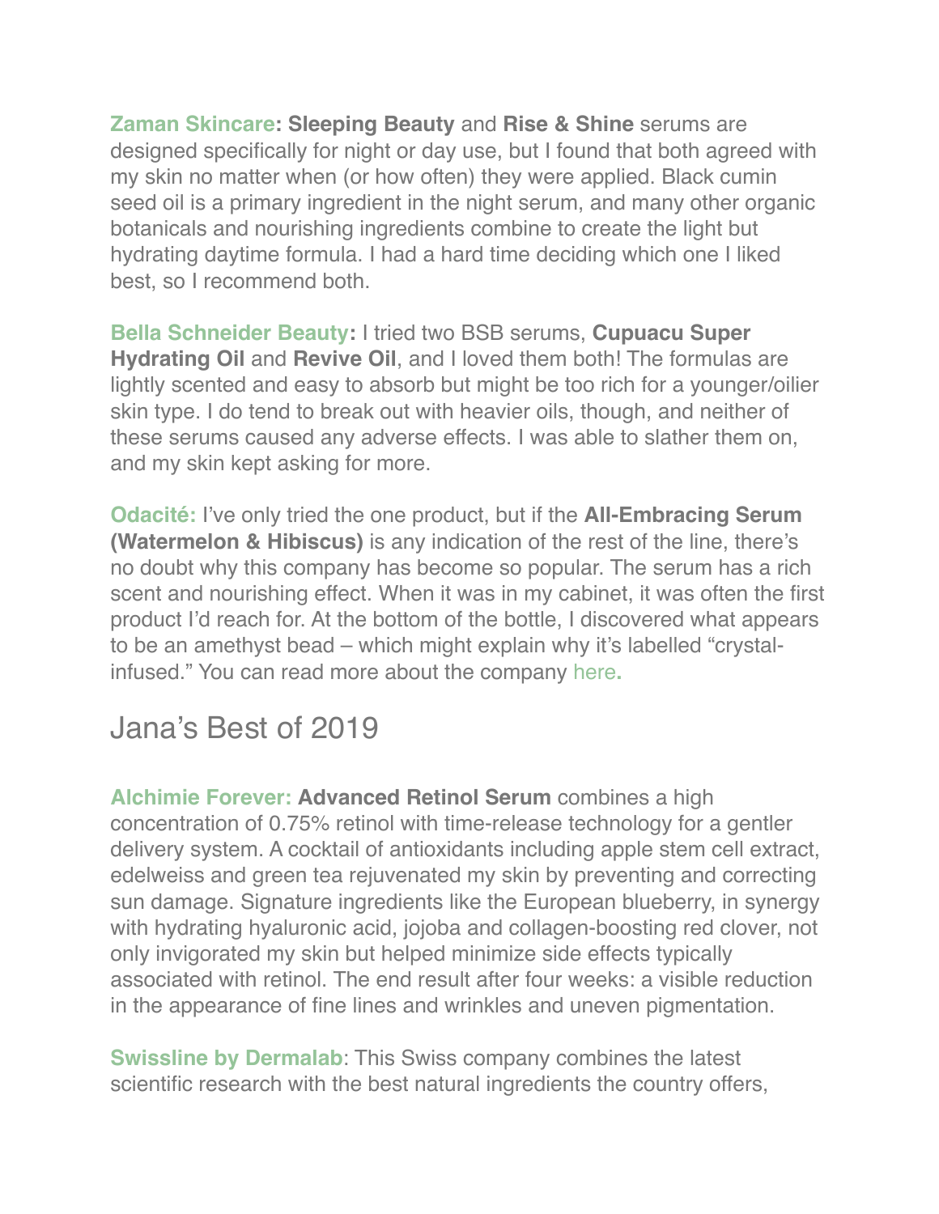**Zaman Skincare: Sleeping Beauty** and **Rise & Shine** serums are designed specifically for night or day use, but I found that both agreed with my skin no matter when (or how often) they were applied. Black cumin seed oil is a primary ingredient in the night serum, and many other organic botanicals and nourishing ingredients combine to create the light but hydrating daytime formula. I had a hard time deciding which one I liked best, so I recommend both.

**Bella Schneider Beauty:** I tried two BSB serums, **Cupuacu Super Hydrating Oil** and **Revive Oil**, and I loved them both! The formulas are lightly scented and easy to absorb but might be too rich for a younger/oilier skin type. I do tend to break out with heavier oils, though, and neither of these serums caused any adverse effects. I was able to slather them on, and my skin kept asking for more.

**Odacité:** I've only tried the one product, but if the **All-Embracing Serum (Watermelon & Hibiscus)** is any indication of the rest of the line, there's no doubt why this company has become so popular. The serum has a rich scent and nourishing effect. When it was in my cabinet, it was often the first product I'd reach for. At the bottom of the bottle, I discovered what appears to be an amethyst bead – which might explain why it's labelled "crystal-infused." You can read more about the company here.

## Jana's Best of 2019

**Alchimie Forever: Advanced Retinol Serum** combines a high concentration of 0.75% retinol with time-release technology for a gentler delivery system. A cocktail of antioxidants including apple stem cell extract, edelweiss and green tea rejuvenated my skin by preventing and correcting sun damage. Signature ingredients like the European blueberry, in synergy with hydrating hyaluronic acid, jojoba and collagen-boosting red clover, not only invigorated my skin but helped minimize side effects typically associated with retinol. The end result after four weeks: a visible reduction in the appearance of fine lines and wrinkles and uneven pigmentation.

**Swissline by Dermalab**: This Swiss company combines the latest scientific research with the best natural ingredients the country offers,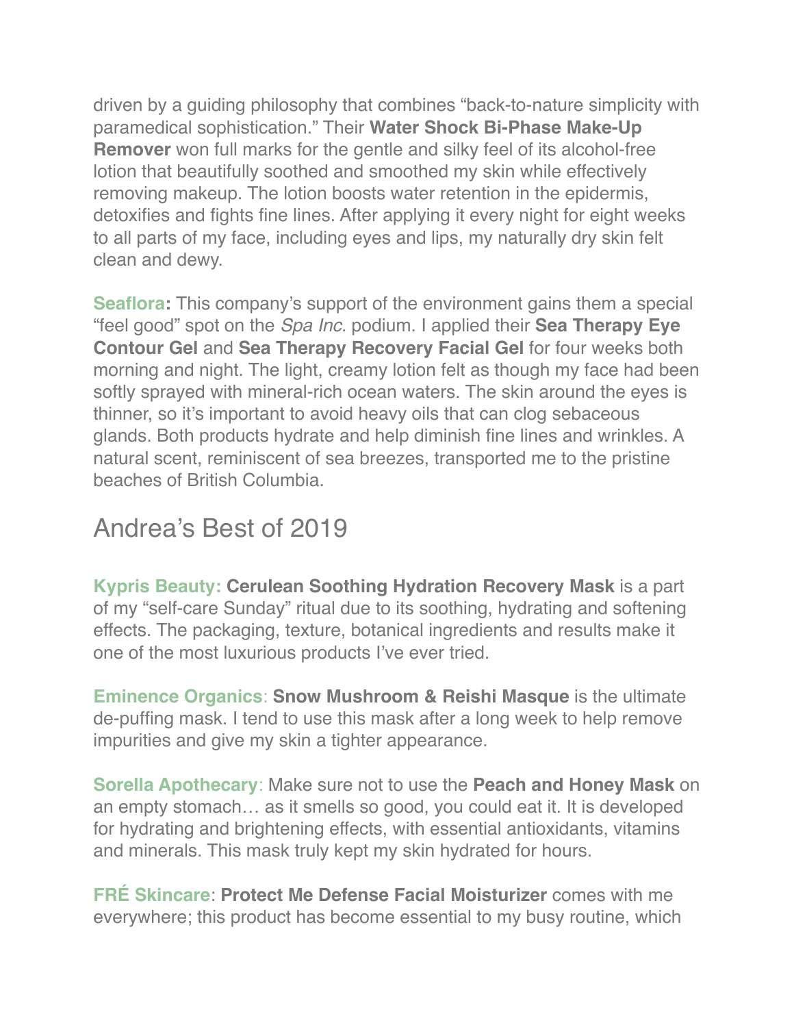driven by a guiding philosophy that combines "back-to-nature simplicity with paramedical sophistication." Their **Water Shock Bi-Phase Make-Up Remover** won full marks for the gentle and silky feel of its alcohol-free lotion that beautifully soothed and smoothed my skin while effectively removing makeup. The lotion boosts water retention in the epidermis, detoxifies and fights fine lines. After applying it every night for eight weeks to all parts of my face, including eyes and lips, my naturally dry skin felt clean and dewy.

**Seaflora:** This company's support of the environment gains them a special "feel good" spot on the *Spa Inc.* podium. I applied their **Sea Therapy Eye Contour Gel** and **Sea Therapy Recovery Facial Gel** for four weeks both morning and night. The light, creamy lotion felt as though my face had been softly sprayed with mineral-rich ocean waters. The skin around the eyes is thinner, so it's important to avoid heavy oils that can clog sebaceous glands. Both products hydrate and help diminish fine lines and wrinkles. A natural scent, reminiscent of sea breezes, transported me to the pristine beaches of British Columbia.

## Andrea's Best of 2019

**Kypris Beauty: Cerulean Soothing Hydration Recovery Mask** is a part of my "self-care Sunday" ritual due to its soothing, hydrating and softening effects. The packaging, texture, botanical ingredients and results make it one of the most luxurious products I've ever tried.

**Eminence Organics**: **Snow Mushroom & Reishi Masque** is the ultimate de-puffing mask. I tend to use this mask after a long week to help remove impurities and give my skin a tighter appearance.

**Sorella Apothecary**: Make sure not to use the **Peach and Honey Mask** on an empty stomach… as it smells so good, you could eat it. It is developed for hydrating and brightening effects, with essential antioxidants, vitamins and minerals. This mask truly kept my skin hydrated for hours.

**FRÉ Skincare**: **Protect Me Defense Facial Moisturizer** comes with me everywhere; this product has become essential to my busy routine, which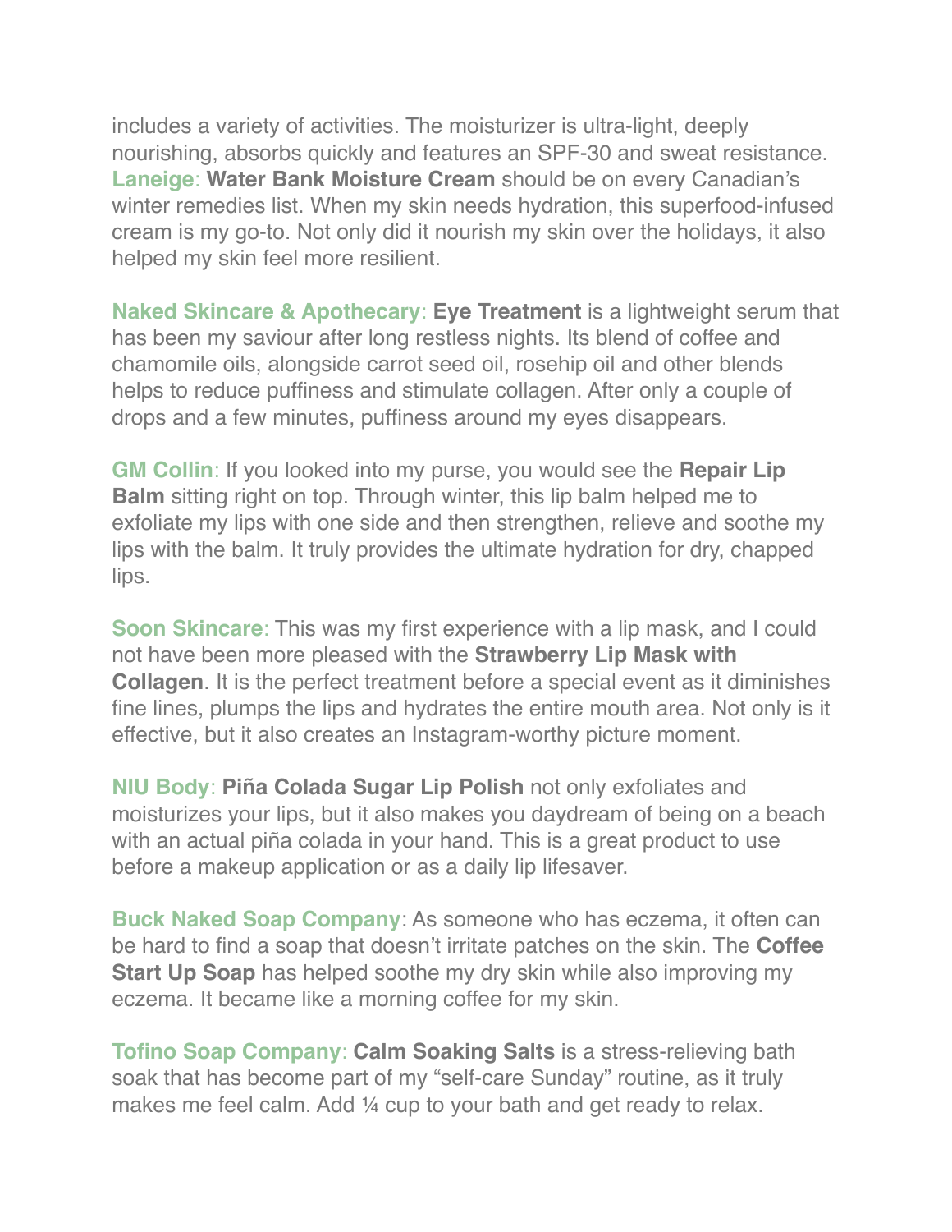includes a variety of activities. The moisturizer is ultra-light, deeply nourishing, absorbs quickly and features an SPF-30 and sweat resistance. **Laneige**: **Water Bank Moisture Cream** should be on every Canadian's winter remedies list. When my skin needs hydration, this superfood-infused cream is my go-to. Not only did it nourish my skin over the holidays, it also helped my skin feel more resilient.

**Naked Skincare & Apothecary**: **Eye Treatment** is a lightweight serum that has been my saviour after long restless nights. Its blend of coffee and chamomile oils, alongside carrot seed oil, rosehip oil and other blends helps to reduce puffiness and stimulate collagen. After only a couple of drops and a few minutes, puffiness around my eyes disappears.

**GM Collin**: If you looked into my purse, you would see the **Repair Lip Balm** sitting right on top. Through winter, this lip balm helped me to exfoliate my lips with one side and then strengthen, relieve and soothe my lips with the balm. It truly provides the ultimate hydration for dry, chapped lips.

**Soon Skincare**: This was my first experience with a lip mask, and I could not have been more pleased with the **Strawberry Lip Mask with Collagen**. It is the perfect treatment before a special event as it diminishes fine lines, plumps the lips and hydrates the entire mouth area. Not only is it effective, but it also creates an Instagram-worthy picture moment.

**NIU Body**: **Piña Colada Sugar Lip Polish** not only exfoliates and moisturizes your lips, but it also makes you daydream of being on a beach with an actual piña colada in your hand. This is a great product to use before a makeup application or as a daily lip lifesaver.

**Buck Naked Soap Company**: As someone who has eczema, it often can be hard to find a soap that doesn't irritate patches on the skin. The **Coffee Start Up Soap** has helped soothe my dry skin while also improving my eczema. It became like a morning coffee for my skin.

**Tofino Soap Company**: **Calm Soaking Salts** is a stress-relieving bath soak that has become part of my "self-care Sunday" routine, as it truly makes me feel calm. Add ¼ cup to your bath and get ready to relax.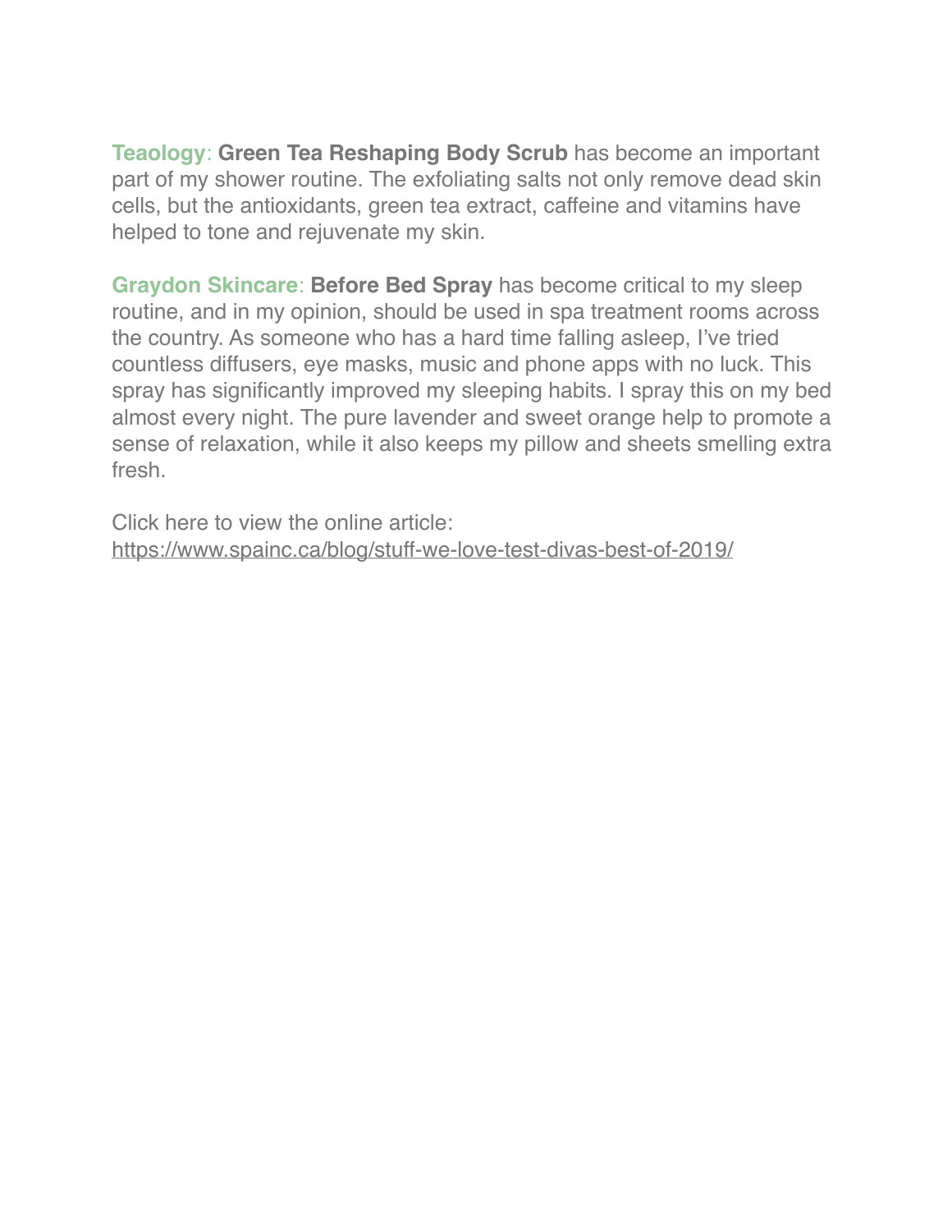**Teaology**: **Green Tea Reshaping Body Scrub** has become an important part of my shower routine. The exfoliating salts not only remove dead skin cells, but the antioxidants, green tea extract, caffeine and vitamins have helped to tone and rejuvenate my skin.

**Graydon Skincare**: **Before Bed Spray** has become critical to my sleep routine, and in my opinion, should be used in spa treatment rooms across the country. As someone who has a hard time falling asleep, I've tried countless diffusers, eye masks, music and phone apps with no luck. This spray has significantly improved my sleeping habits. I spray this on my bed almost every night. The pure lavender and sweet orange help to promote a sense of relaxation, while it also keeps my pillow and sheets smelling extra fresh.

Click here to view the online article:
https://www.spainc.ca/blog/stuff-we-love-test-divas-best-of-2019/